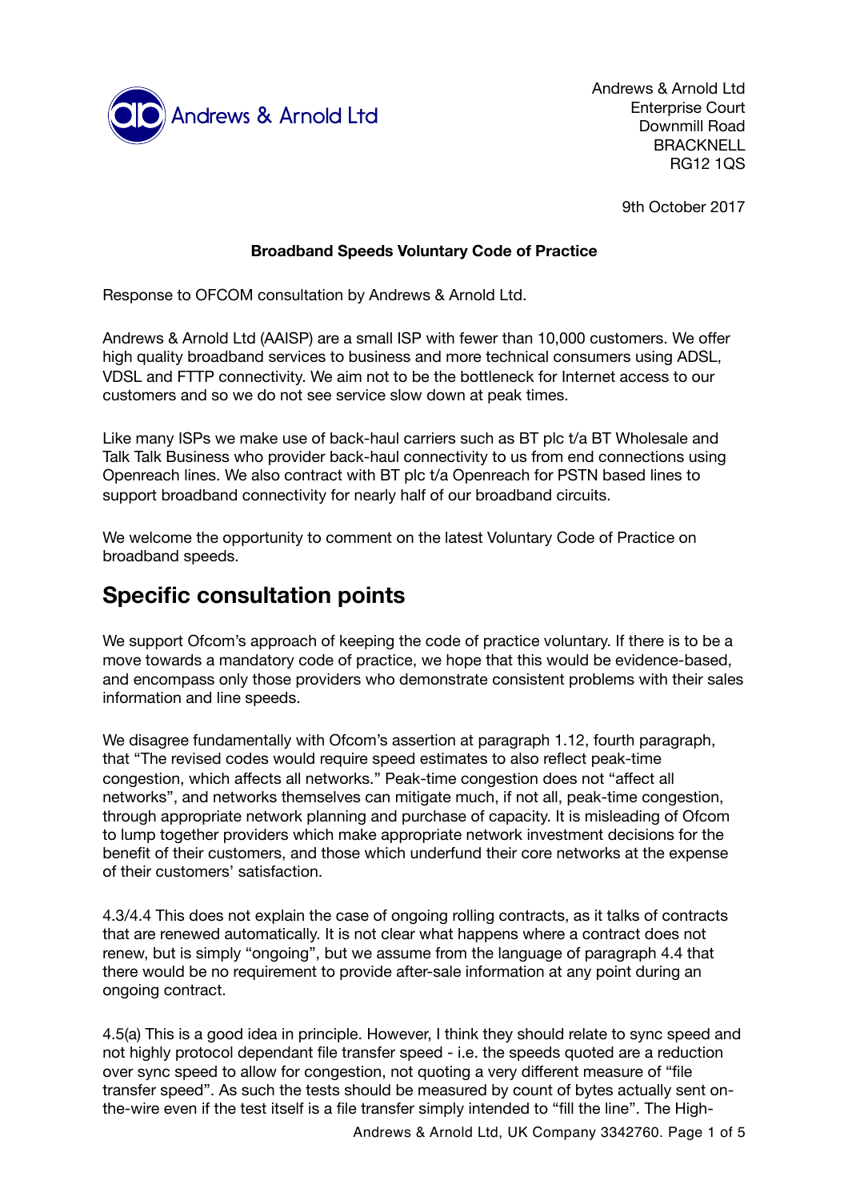Andrews & Arnold Ltd
Enterprise Court
Downmill Road
BRACKNELL
RG12 1QS

9th October 2017

**Broadband Speeds Voluntary Code of Practice**

Response to OFCOM consultation by Andrews & Arnold Ltd.

Andrews & Arnold Ltd (AAISP) are a small ISP with fewer than 10,000 customers. We offer high quality broadband services to business and more technical consumers using ADSL, VDSL and FTTP connectivity. We aim not to be the bottleneck for Internet access to our customers and so we do not see service slow down at peak times.

Like many ISPs we make use of back-haul carriers such as BT plc t/a BT Wholesale and Talk Talk Business who provider back-haul connectivity to us from end connections using Openreach lines. We also contract with BT plc t/a Openreach for PSTN based lines to support broadband connectivity for nearly half of our broadband circuits.

We welcome the opportunity to comment on the latest Voluntary Code of Practice on broadband speeds.

## Specific consultation points

We support Ofcom's approach of keeping the code of practice voluntary. If there is to be a move towards a mandatory code of practice, we hope that this would be evidence-based, and encompass only those providers who demonstrate consistent problems with their sales information and line speeds.

We disagree fundamentally with Ofcom's assertion at paragraph 1.12, fourth paragraph, that "The revised codes would require speed estimates to also reflect peak-time congestion, which affects all networks." Peak-time congestion does not "affect all networks", and networks themselves can mitigate much, if not all, peak-time congestion, through appropriate network planning and purchase of capacity. It is misleading of Ofcom to lump together providers which make appropriate network investment decisions for the benefit of their customers, and those which underfund their core networks at the expense of their customers' satisfaction.

4.3/4.4 This does not explain the case of ongoing rolling contracts, as it talks of contracts that are renewed automatically. It is not clear what happens where a contract does not renew, but is simply "ongoing", but we assume from the language of paragraph 4.4 that there would be no requirement to provide after-sale information at any point during an ongoing contract.

4.5(a) This is a good idea in principle. However, I think they should relate to sync speed and not highly protocol dependant file transfer speed - i.e. the speeds quoted are a reduction over sync speed to allow for congestion, not quoting a very different measure of "file transfer speed". As such the tests should be measured by count of bytes actually sent on-the-wire even if the test itself is a file transfer simply intended to "fill the line". The High-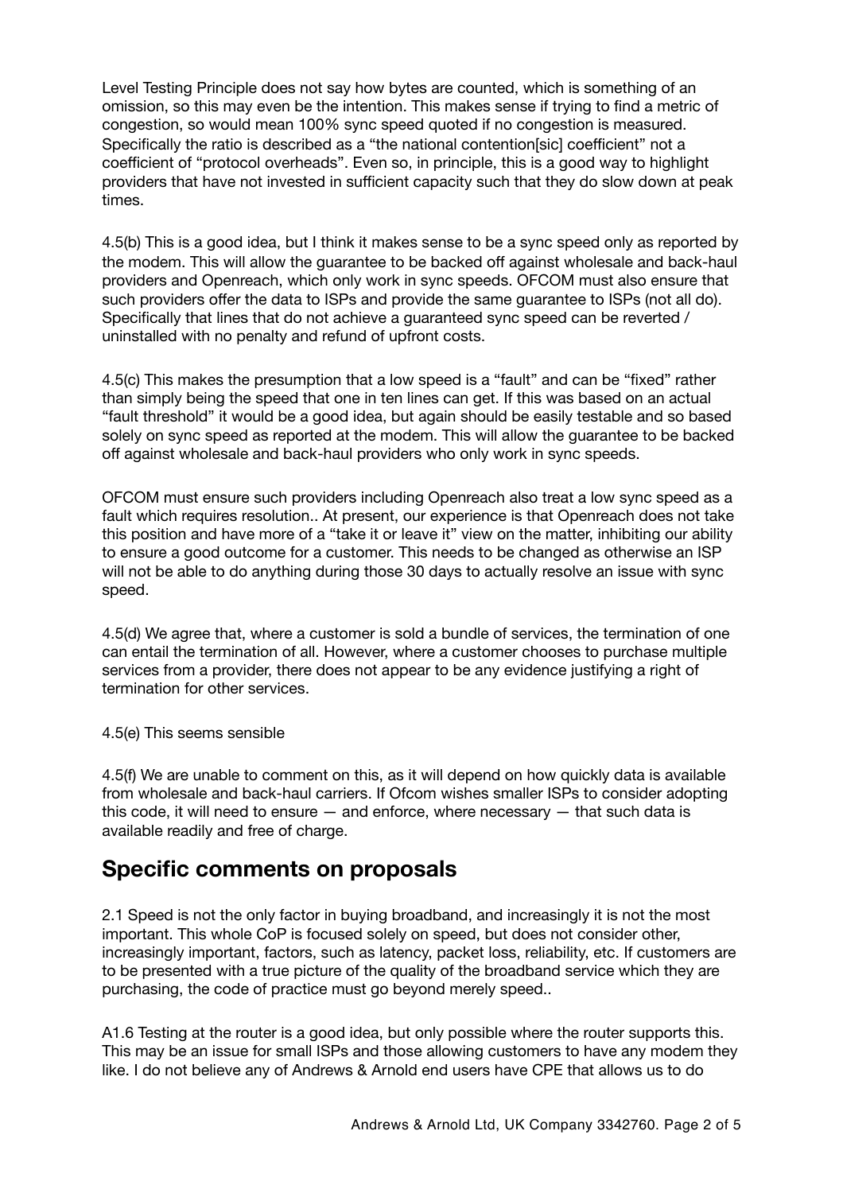Level Testing Principle does not say how bytes are counted, which is something of an omission, so this may even be the intention. This makes sense if trying to find a metric of congestion, so would mean 100% sync speed quoted if no congestion is measured. Specifically the ratio is described as a "the national contention[sic] coefficient" not a coefficient of "protocol overheads". Even so, in principle, this is a good way to highlight providers that have not invested in sufficient capacity such that they do slow down at peak times.

4.5(b) This is a good idea, but I think it makes sense to be a sync speed only as reported by the modem. This will allow the guarantee to be backed off against wholesale and back-haul providers and Openreach, which only work in sync speeds. OFCOM must also ensure that such providers offer the data to ISPs and provide the same guarantee to ISPs (not all do). Specifically that lines that do not achieve a guaranteed sync speed can be reverted / uninstalled with no penalty and refund of upfront costs.

4.5(c) This makes the presumption that a low speed is a "fault" and can be "fixed" rather than simply being the speed that one in ten lines can get. If this was based on an actual "fault threshold" it would be a good idea, but again should be easily testable and so based solely on sync speed as reported at the modem. This will allow the guarantee to be backed off against wholesale and back-haul providers who only work in sync speeds.

OFCOM must ensure such providers including Openreach also treat a low sync speed as a fault which requires resolution.. At present, our experience is that Openreach does not take this position and have more of a "take it or leave it" view on the matter, inhibiting our ability to ensure a good outcome for a customer. This needs to be changed as otherwise an ISP will not be able to do anything during those 30 days to actually resolve an issue with sync speed.

4.5(d) We agree that, where a customer is sold a bundle of services, the termination of one can entail the termination of all. However, where a customer chooses to purchase multiple services from a provider, there does not appear to be any evidence justifying a right of termination for other services.

4.5(e) This seems sensible

4.5(f) We are unable to comment on this, as it will depend on how quickly data is available from wholesale and back-haul carriers. If Ofcom wishes smaller ISPs to consider adopting this code, it will need to ensure — and enforce, where necessary — that such data is available readily and free of charge.

## Specific comments on proposals

2.1 Speed is not the only factor in buying broadband, and increasingly it is not the most important. This whole CoP is focused solely on speed, but does not consider other, increasingly important, factors, such as latency, packet loss, reliability, etc. If customers are to be presented with a true picture of the quality of the broadband service which they are purchasing, the code of practice must go beyond merely speed..

A1.6 Testing at the router is a good idea, but only possible where the router supports this. This may be an issue for small ISPs and those allowing customers to have any modem they like. I do not believe any of Andrews & Arnold end users have CPE that allows us to do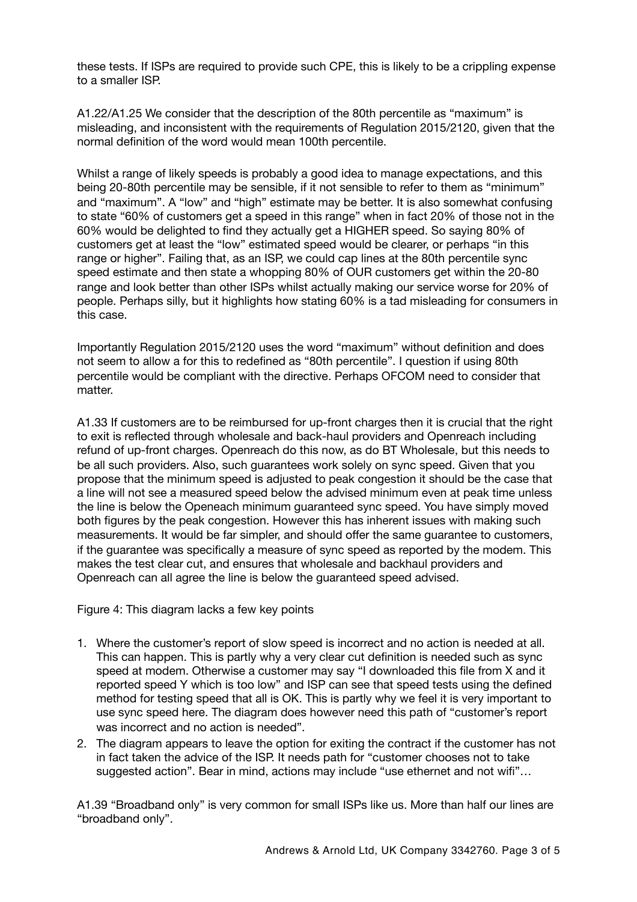these tests. If ISPs are required to provide such CPE, this is likely to be a crippling expense to a smaller ISP.

A1.22/A1.25 We consider that the description of the 80th percentile as "maximum" is misleading, and inconsistent with the requirements of Regulation 2015/2120, given that the normal definition of the word would mean 100th percentile.

Whilst a range of likely speeds is probably a good idea to manage expectations, and this being 20-80th percentile may be sensible, if it not sensible to refer to them as "minimum" and "maximum". A "low" and "high" estimate may be better. It is also somewhat confusing to state "60% of customers get a speed in this range" when in fact 20% of those not in the 60% would be delighted to find they actually get a HIGHER speed. So saying 80% of customers get at least the "low" estimated speed would be clearer, or perhaps "in this range or higher". Failing that, as an ISP, we could cap lines at the 80th percentile sync speed estimate and then state a whopping 80% of OUR customers get within the 20-80 range and look better than other ISPs whilst actually making our service worse for 20% of people. Perhaps silly, but it highlights how stating 60% is a tad misleading for consumers in this case.

Importantly Regulation 2015/2120 uses the word "maximum" without definition and does not seem to allow a for this to redefined as "80th percentile". I question if using 80th percentile would be compliant with the directive. Perhaps OFCOM need to consider that matter.

A1.33 If customers are to be reimbursed for up-front charges then it is crucial that the right to exit is reflected through wholesale and back-haul providers and Openreach including refund of up-front charges. Openreach do this now, as do BT Wholesale, but this needs to be all such providers. Also, such guarantees work solely on sync speed. Given that you propose that the minimum speed is adjusted to peak congestion it should be the case that a line will not see a measured speed below the advised minimum even at peak time unless the line is below the Openeach minimum guaranteed sync speed. You have simply moved both figures by the peak congestion. However this has inherent issues with making such measurements. It would be far simpler, and should offer the same guarantee to customers, if the guarantee was specifically a measure of sync speed as reported by the modem. This makes the test clear cut, and ensures that wholesale and backhaul providers and Openreach can all agree the line is below the guaranteed speed advised.

Figure 4: This diagram lacks a few key points

1. Where the customer's report of slow speed is incorrect and no action is needed at all. This can happen. This is partly why a very clear cut definition is needed such as sync speed at modem. Otherwise a customer may say "I downloaded this file from X and it reported speed Y which is too low" and ISP can see that speed tests using the defined method for testing speed that all is OK. This is partly why we feel it is very important to use sync speed here. The diagram does however need this path of "customer's report was incorrect and no action is needed".
2. The diagram appears to leave the option for exiting the contract if the customer has not in fact taken the advice of the ISP. It needs path for "customer chooses not to take suggested action". Bear in mind, actions may include "use ethernet and not wifi"…

A1.39 "Broadband only" is very common for small ISPs like us. More than half our lines are "broadband only".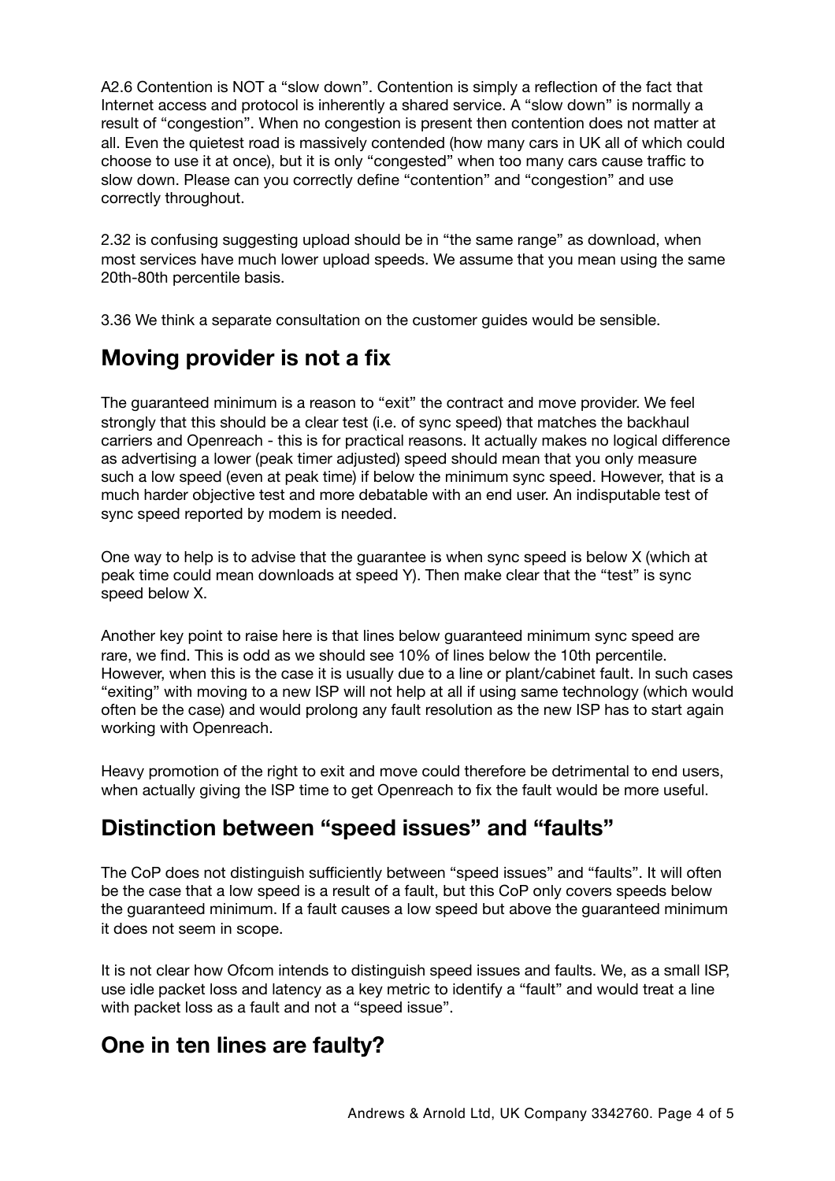A2.6 Contention is NOT a “slow down”. Contention is simply a reflection of the fact that Internet access and protocol is inherently a shared service. A “slow down” is normally a result of “congestion”. When no congestion is present then contention does not matter at all. Even the quietest road is massively contended (how many cars in UK all of which could choose to use it at once), but it is only “congested” when too many cars cause traffic to slow down. Please can you correctly define “contention” and “congestion” and use correctly throughout.

2.32 is confusing suggesting upload should be in “the same range” as download, when most services have much lower upload speeds. We assume that you mean using the same 20th-80th percentile basis.

3.36 We think a separate consultation on the customer guides would be sensible.

## Moving provider is not a fix

The guaranteed minimum is a reason to “exit” the contract and move provider. We feel strongly that this should be a clear test (i.e. of sync speed) that matches the backhaul carriers and Openreach - this is for practical reasons. It actually makes no logical difference as advertising a lower (peak timer adjusted) speed should mean that you only measure such a low speed (even at peak time) if below the minimum sync speed. However, that is a much harder objective test and more debatable with an end user. An indisputable test of sync speed reported by modem is needed.

One way to help is to advise that the guarantee is when sync speed is below X (which at peak time could mean downloads at speed Y). Then make clear that the “test” is sync speed below X.

Another key point to raise here is that lines below guaranteed minimum sync speed are rare, we find. This is odd as we should see 10% of lines below the 10th percentile. However, when this is the case it is usually due to a line or plant/cabinet fault. In such cases “exiting” with moving to a new ISP will not help at all if using same technology (which would often be the case) and would prolong any fault resolution as the new ISP has to start again working with Openreach.

Heavy promotion of the right to exit and move could therefore be detrimental to end users, when actually giving the ISP time to get Openreach to fix the fault would be more useful.

## Distinction between “speed issues” and “faults”

The CoP does not distinguish sufficiently between “speed issues” and “faults”. It will often be the case that a low speed is a result of a fault, but this CoP only covers speeds below the guaranteed minimum. If a fault causes a low speed but above the guaranteed minimum it does not seem in scope.

It is not clear how Ofcom intends to distinguish speed issues and faults. We, as a small ISP, use idle packet loss and latency as a key metric to identify a “fault” and would treat a line with packet loss as a fault and not a “speed issue”.

## One in ten lines are faulty?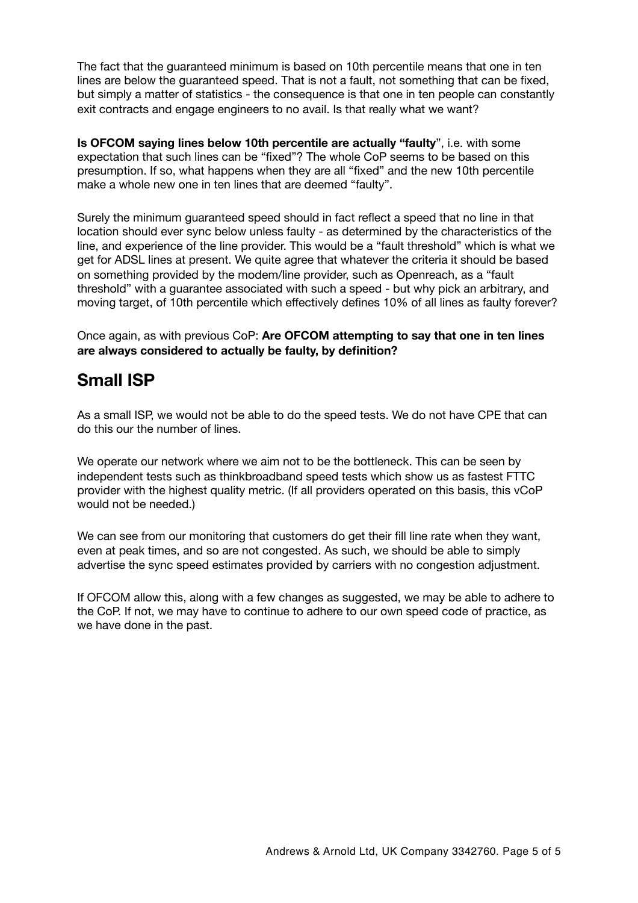The fact that the guaranteed minimum is based on 10th percentile means that one in ten lines are below the guaranteed speed. That is not a fault, not something that can be fixed, but simply a matter of statistics - the consequence is that one in ten people can constantly exit contracts and engage engineers to no avail. Is that really what we want?

**Is OFCOM saying lines below 10th percentile are actually "faulty**", i.e. with some expectation that such lines can be "fixed"? The whole CoP seems to be based on this presumption. If so, what happens when they are all "fixed" and the new 10th percentile make a whole new one in ten lines that are deemed "faulty".

Surely the minimum guaranteed speed should in fact reflect a speed that no line in that location should ever sync below unless faulty - as determined by the characteristics of the line, and experience of the line provider. This would be a "fault threshold" which is what we get for ADSL lines at present. We quite agree that whatever the criteria it should be based on something provided by the modem/line provider, such as Openreach, as a "fault threshold" with a guarantee associated with such a speed - but why pick an arbitrary, and moving target, of 10th percentile which effectively defines 10% of all lines as faulty forever?

Once again, as with previous CoP: **Are OFCOM attempting to say that one in ten lines are always considered to actually be faulty, by definition?**

## Small ISP

As a small ISP, we would not be able to do the speed tests. We do not have CPE that can do this our the number of lines.

We operate our network where we aim not to be the bottleneck. This can be seen by independent tests such as thinkbroadband speed tests which show us as fastest FTTC provider with the highest quality metric. (If all providers operated on this basis, this vCoP would not be needed.)

We can see from our monitoring that customers do get their fill line rate when they want, even at peak times, and so are not congested. As such, we should be able to simply advertise the sync speed estimates provided by carriers with no congestion adjustment.

If OFCOM allow this, along with a few changes as suggested, we may be able to adhere to the CoP. If not, we may have to continue to adhere to our own speed code of practice, as we have done in the past.